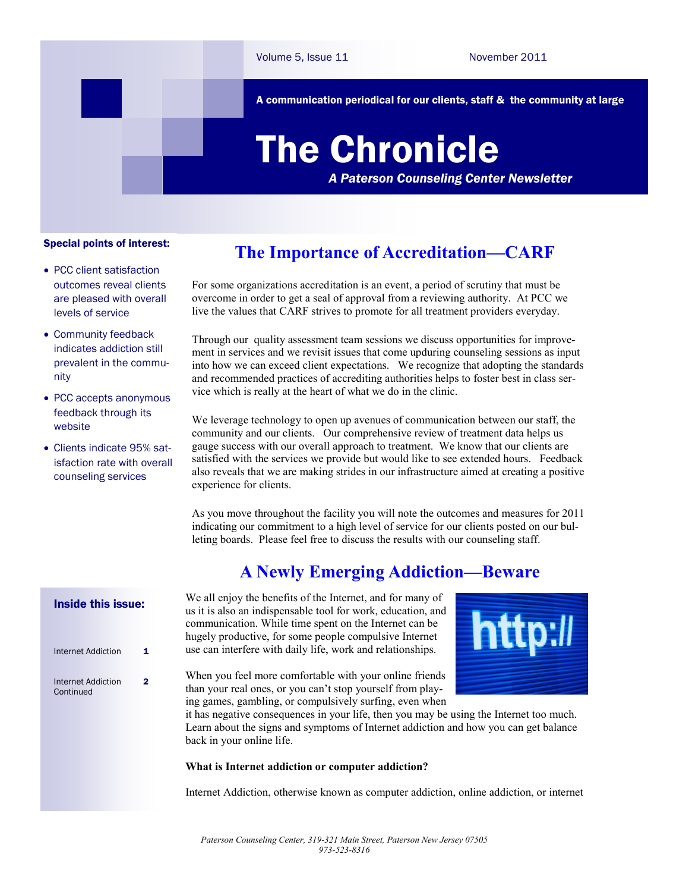Volume 5, Issue 11 November 2011

**A communication periodical for our clients, staff & the community at large**

# The Chronicle

***A Paterson Counseling Center Newsletter***

**Special points of interest:**

- PCC client satisfaction outcomes reveal clients are pleased with overall levels of service
- Community feedback indicates addiction still prevalent in the community
- PCC accepts anonymous feedback through its website
- Clients indicate 95% satisfaction rate with overall counseling services

## The Importance of Accreditation—CARF

For some organizations accreditation is an event, a period of scrutiny that must be overcome in order to get a seal of approval from a reviewing authority. At PCC we live the values that CARF strives to promote for all treatment providers everyday.

Through our quality assessment team sessions we discuss opportunities for improvement in services and we revisit issues that come upduring counseling sessions as input into how we can exceed client expectations. We recognize that adopting the standards and recommended practices of accrediting authorities helps to foster best in class service which is really at the heart of what we do in the clinic.

We leverage technology to open up avenues of communication between our staff, the community and our clients. Our comprehensive review of treatment data helps us gauge success with our overall approach to treatment. We know that our clients are satisfied with the services we provide but would like to see extended hours. Feedback also reveals that we are making strides in our infrastructure aimed at creating a positive experience for clients.

As you move throughout the facility you will note the outcomes and measures for 2011 indicating our commitment to a high level of service for our clients posted on our buleting boards. Please feel free to discuss the results with our counseling staff.

**Inside this issue:**

| | |
|---|---|
| Internet Addiction | 1 |
| Internet Addiction Continued | 2 |

## A Newly Emerging Addiction—Beware

We all enjoy the benefits of the Internet, and for many of us it is also an indispensable tool for work, education, and communication. While time spent on the Internet can be hugely productive, for some people compulsive Internet use can interfere with daily life, work and relationships.

When you feel more comfortable with your online friends than your real ones, or you can't stop yourself from playing games, gambling, or compulsively surfing, even when it has negative consequences in your life, then you may be using the Internet too much. Learn about the signs and symptoms of Internet addiction and how you can get balance back in your online life.

**What is Internet addiction or computer addiction?**

Internet Addiction, otherwise known as computer addiction, online addiction, or internet

*Paterson Counseling Center, 319-321 Main Street, Paterson New Jersey 07505*
*973-523-8316*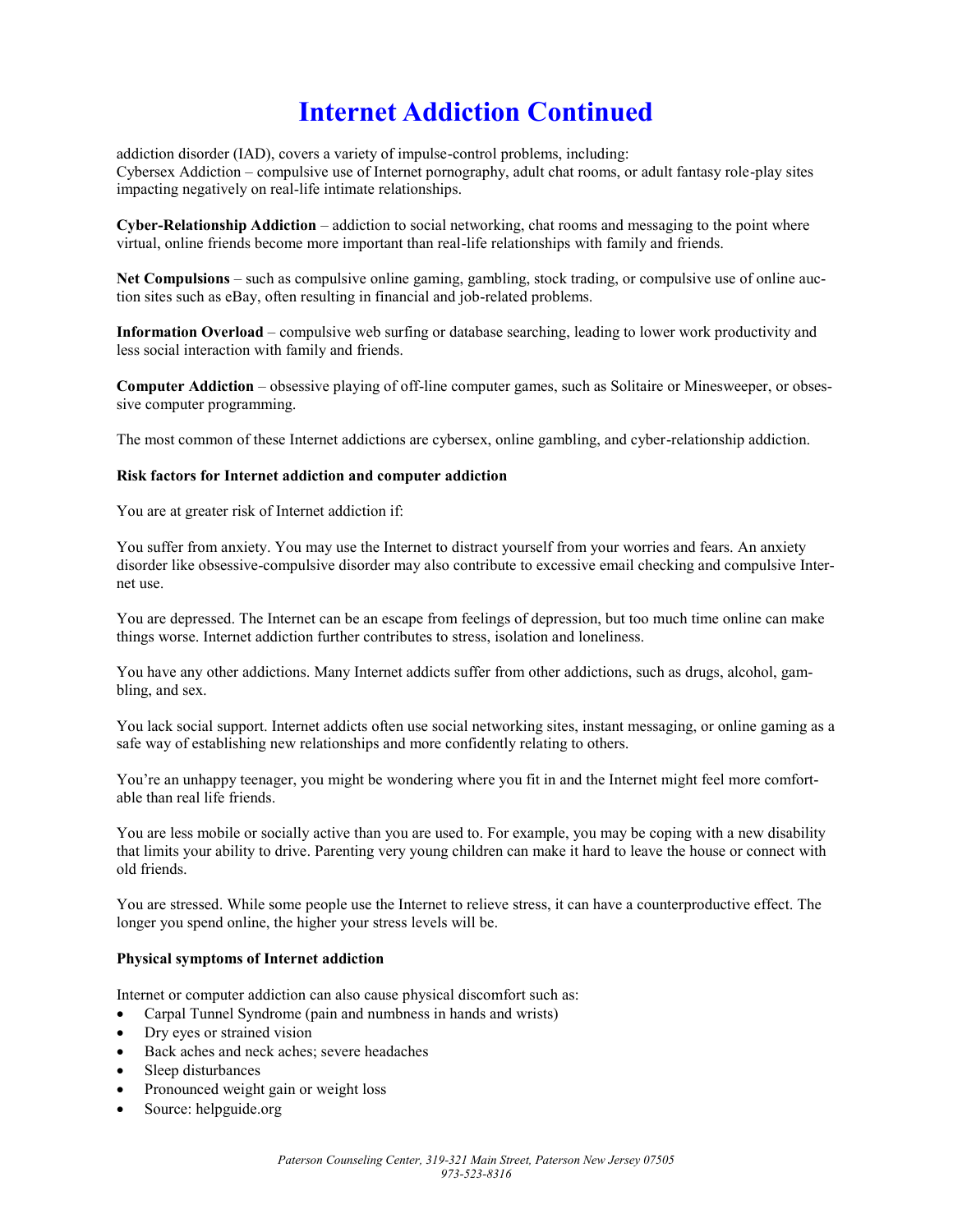# Internet Addiction Continued

addiction disorder (IAD), covers a variety of impulse-control problems, including:
Cybersex Addiction – compulsive use of Internet pornography, adult chat rooms, or adult fantasy role-play sites impacting negatively on real-life intimate relationships.

**Cyber-Relationship Addiction** – addiction to social networking, chat rooms and messaging to the point where virtual, online friends become more important than real-life relationships with family and friends.

**Net Compulsions** – such as compulsive online gaming, gambling, stock trading, or compulsive use of online auction sites such as eBay, often resulting in financial and job-related problems.

**Information Overload** – compulsive web surfing or database searching, leading to lower work productivity and less social interaction with family and friends.

**Computer Addiction** – obsessive playing of off-line computer games, such as Solitaire or Minesweeper, or obsessive computer programming.

The most common of these Internet addictions are cybersex, online gambling, and cyber-relationship addiction.

**Risk factors for Internet addiction and computer addiction**

You are at greater risk of Internet addiction if:

You suffer from anxiety. You may use the Internet to distract yourself from your worries and fears. An anxiety disorder like obsessive-compulsive disorder may also contribute to excessive email checking and compulsive Internet use.

You are depressed. The Internet can be an escape from feelings of depression, but too much time online can make things worse. Internet addiction further contributes to stress, isolation and loneliness.

You have any other addictions. Many Internet addicts suffer from other addictions, such as drugs, alcohol, gambling, and sex.

You lack social support. Internet addicts often use social networking sites, instant messaging, or online gaming as a safe way of establishing new relationships and more confidently relating to others.

You're an unhappy teenager, you might be wondering where you fit in and the Internet might feel more comfortable than real life friends.

You are less mobile or socially active than you are used to. For example, you may be coping with a new disability that limits your ability to drive. Parenting very young children can make it hard to leave the house or connect with old friends.

You are stressed. While some people use the Internet to relieve stress, it can have a counterproductive effect. The longer you spend online, the higher your stress levels will be.

**Physical symptoms of Internet addiction**

Internet or computer addiction can also cause physical discomfort such as:

- Carpal Tunnel Syndrome (pain and numbness in hands and wrists)
- Dry eyes or strained vision
- Back aches and neck aches; severe headaches
- Sleep disturbances
- Pronounced weight gain or weight loss
- Source: helpguide.org

*Paterson Counseling Center, 319-321 Main Street, Paterson New Jersey 07505*
*973-523-8316*